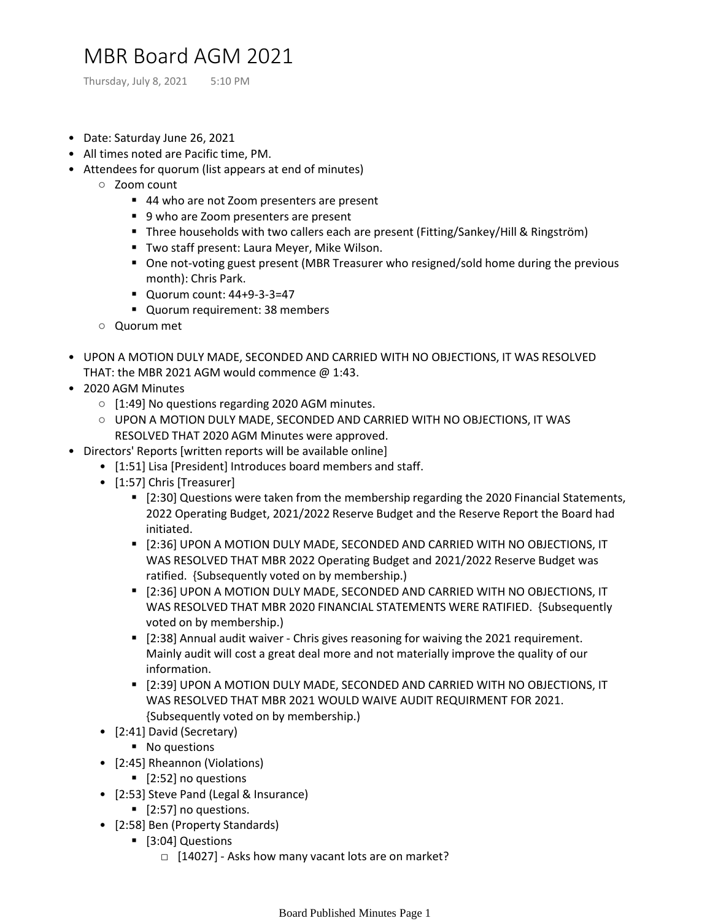# MBR Board AGM 2021

Thursday, July 8, 2021 5:10 PM

- Date: Saturday June 26, 2021
- All times noted are Pacific time, PM.
- Attendees for quorum (list appears at end of minutes)
  - Zoom count
    - 44 who are not Zoom presenters are present
    - 9 who are Zoom presenters are present
    - Three households with two callers each are present (Fitting/Sankey/Hill & Ringström)
    - Two staff present: Laura Meyer, Mike Wilson.
    - One not-voting guest present (MBR Treasurer who resigned/sold home during the previous month): Chris Park.
    - Quorum count: 44+9-3-3=47
    - Quorum requirement: 38 members
  - Quorum met

- UPON A MOTION DULY MADE, SECONDED AND CARRIED WITH NO OBJECTIONS, IT WAS RESOLVED THAT: the MBR 2021 AGM would commence @ 1:43.
- 2020 AGM Minutes
  - [1:49] No questions regarding 2020 AGM minutes.
  - UPON A MOTION DULY MADE, SECONDED AND CARRIED WITH NO OBJECTIONS, IT WAS RESOLVED THAT 2020 AGM Minutes were approved.
- Directors' Reports [written reports will be available online]
  - [1:51] Lisa [President] Introduces board members and staff.
  - [1:57] Chris [Treasurer]
    - [2:30] Questions were taken from the membership regarding the 2020 Financial Statements, 2022 Operating Budget, 2021/2022 Reserve Budget and the Reserve Report the Board had initiated.
    - [2:36] UPON A MOTION DULY MADE, SECONDED AND CARRIED WITH NO OBJECTIONS, IT WAS RESOLVED THAT MBR 2022 Operating Budget and 2021/2022 Reserve Budget was ratified. {Subsequently voted on by membership.}
    - [2:36] UPON A MOTION DULY MADE, SECONDED AND CARRIED WITH NO OBJECTIONS, IT WAS RESOLVED THAT MBR 2020 FINANCIAL STATEMENTS WERE RATIFIED. {Subsequently voted on by membership.}
    - [2:38] Annual audit waiver - Chris gives reasoning for waiving the 2021 requirement. Mainly audit will cost a great deal more and not materially improve the quality of our information.
    - [2:39] UPON A MOTION DULY MADE, SECONDED AND CARRIED WITH NO OBJECTIONS, IT WAS RESOLVED THAT MBR 2021 WOULD WAIVE AUDIT REQUIRMENT FOR 2021. {Subsequently voted on by membership.}
  - [2:41] David (Secretary)
    - No questions
  - [2:45] Rheannon (Violations)
    - [2:52] no questions
  - [2:53] Steve Pand (Legal & Insurance)
    - [2:57] no questions.
  - [2:58] Ben (Property Standards)
    - [3:04] Questions
      - [14027] - Asks how many vacant lots are on market?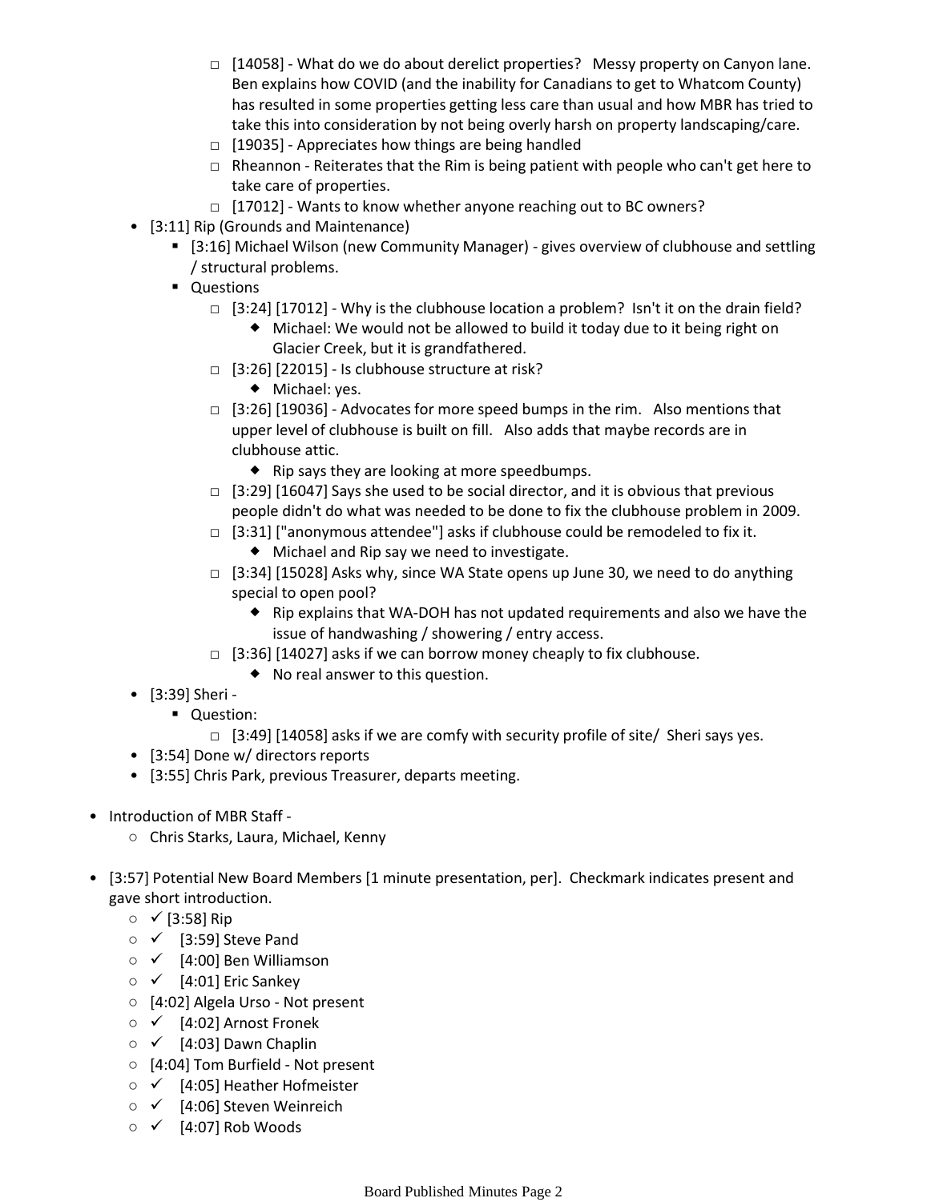- [14058] - What do we do about derelict properties?   Messy property on Canyon lane. Ben explains how COVID (and the inability for Canadians to get to Whatcom County) has resulted in some properties getting less care than usual and how MBR has tried to take this into consideration by not being overly harsh on property landscaping/care.
      - [19035] - Appreciates how things are being handled
      - Rheannon - Reiterates that the Rim is being patient with people who can't get here to take care of properties.
      - [17012] - Wants to know whether anyone reaching out to BC owners?
- [3:11] Rip (Grounds and Maintenance)
  - [3:16] Michael Wilson (new Community Manager) - gives overview of clubhouse and settling / structural problems.
  - Questions
    - [3:24] [17012] - Why is the clubhouse location a problem?  Isn't it on the drain field?
      - Michael: We would not be allowed to build it today due to it being right on Glacier Creek, but it is grandfathered.
    - [3:26] [22015] - Is clubhouse structure at risk?
      - Michael: yes.
    - [3:26] [19036] - Advocates for more speed bumps in the rim.   Also mentions that upper level of clubhouse is built on fill.   Also adds that maybe records are in clubhouse attic.
      - Rip says they are looking at more speedbumps.
    - [3:29] [16047] Says she used to be social director, and it is obvious that previous people didn't do what was needed to be done to fix the clubhouse problem in 2009.
    - [3:31] ["anonymous attendee"] asks if clubhouse could be remodeled to fix it.
      - Michael and Rip say we need to investigate.
    - [3:34] [15028] Asks why, since WA State opens up June 30, we need to do anything special to open pool?
      - Rip explains that WA-DOH has not updated requirements and also we have the issue of handwashing / showering / entry access.
    - [3:36] [14027] asks if we can borrow money cheaply to fix clubhouse.
      - No real answer to this question.
- [3:39] Sheri -
  - Question:
    - [3:49] [14058] asks if we are comfy with security profile of site/  Sheri says yes.
- [3:54] Done w/ directors reports
- [3:55] Chris Park, previous Treasurer, departs meeting.

- Introduction of MBR Staff -
  - Chris Starks, Laura, Michael, Kenny

- [3:57] Potential New Board Members [1 minute presentation, per].  Checkmark indicates present and gave short introduction.
  - ✓ [3:58] Rip
  - ✓ [3:59] Steve Pand
  - ✓ [4:00] Ben Williamson
  - ✓ [4:01] Eric Sankey
  - [4:02] Algela Urso - Not present
  - ✓ [4:02] Arnost Fronek
  - ✓ [4:03] Dawn Chaplin
  - [4:04] Tom Burfield - Not present
  - ✓ [4:05] Heather Hofmeister
  - ✓ [4:06] Steven Weinreich
  - ✓ [4:07] Rob Woods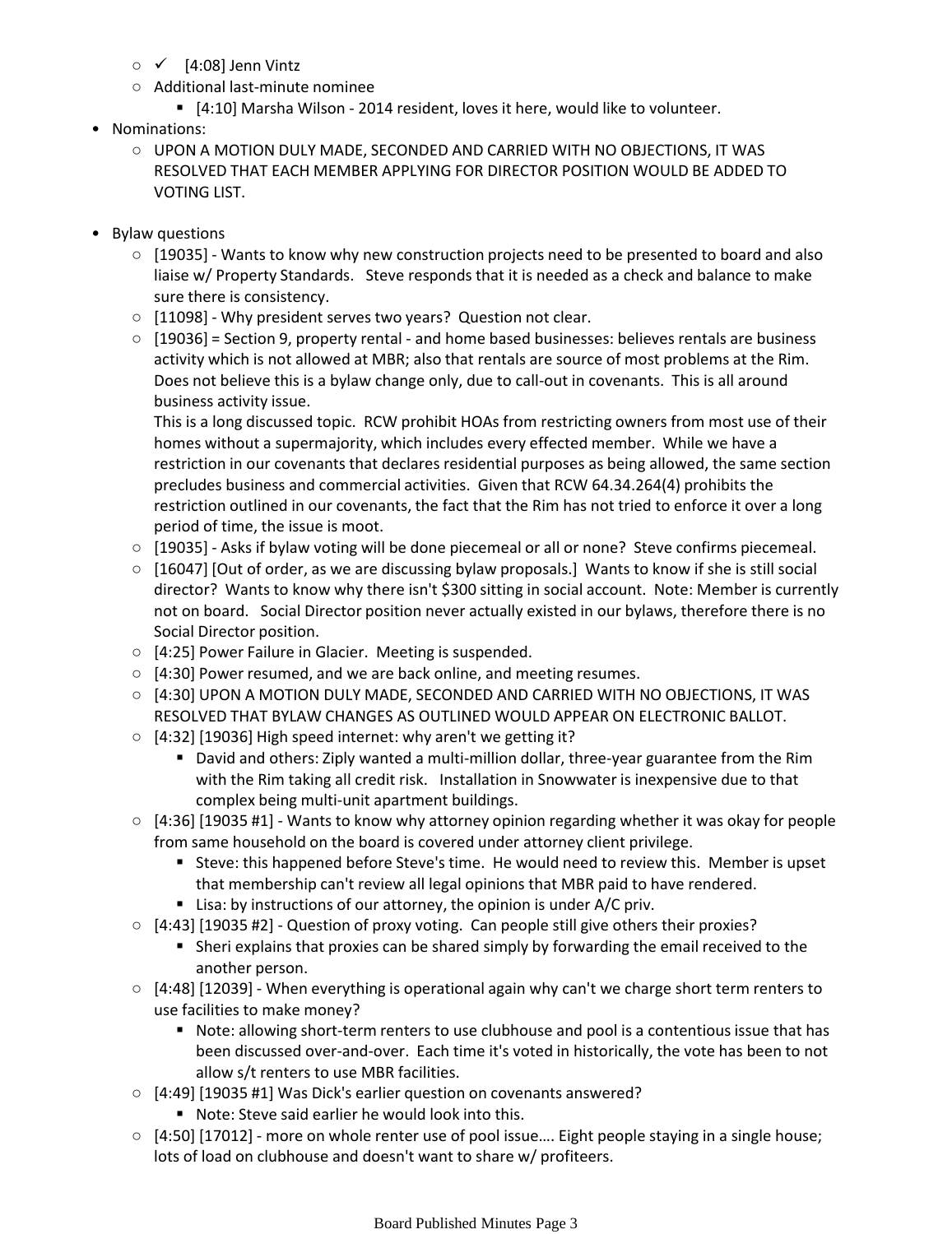- ✓ [4:08] Jenn Vintz
  - Additional last-minute nominee
    - [4:10] Marsha Wilson - 2014 resident, loves it here, would like to volunteer.
- Nominations:
  - UPON A MOTION DULY MADE, SECONDED AND CARRIED WITH NO OBJECTIONS, IT WAS RESOLVED THAT EACH MEMBER APPLYING FOR DIRECTOR POSITION WOULD BE ADDED TO VOTING LIST.

- Bylaw questions
  - [19035] - Wants to know why new construction projects need to be presented to board and also liaise w/ Property Standards. Steve responds that it is needed as a check and balance to make sure there is consistency.
  - [11098] - Why president serves two years? Question not clear.
  - [19036] = Section 9, property rental - and home based businesses: believes rentals are business activity which is not allowed at MBR; also that rentals are source of most problems at the Rim. Does not believe this is a bylaw change only, due to call-out in covenants. This is all around business activity issue.
    This is a long discussed topic. RCW prohibit HOAs from restricting owners from most use of their homes without a supermajority, which includes every effected member. While we have a restriction in our covenants that declares residential purposes as being allowed, the same section precludes business and commercial activities. Given that RCW 64.34.264(4) prohibits the restriction outlined in our covenants, the fact that the Rim has not tried to enforce it over a long period of time, the issue is moot.
  - [19035] - Asks if bylaw voting will be done piecemeal or all or none? Steve confirms piecemeal.
  - [16047] [Out of order, as we are discussing bylaw proposals.] Wants to know if she is still social director? Wants to know why there isn't $300 sitting in social account. Note: Member is currently not on board. Social Director position never actually existed in our bylaws, therefore there is no Social Director position.
  - [4:25] Power Failure in Glacier. Meeting is suspended.
  - [4:30] Power resumed, and we are back online, and meeting resumes.
  - [4:30] UPON A MOTION DULY MADE, SECONDED AND CARRIED WITH NO OBJECTIONS, IT WAS RESOLVED THAT BYLAW CHANGES AS OUTLINED WOULD APPEAR ON ELECTRONIC BALLOT.
  - [4:32] [19036] High speed internet: why aren't we getting it?
    - David and others: Ziply wanted a multi-million dollar, three-year guarantee from the Rim with the Rim taking all credit risk. Installation in Snowwater is inexpensive due to that complex being multi-unit apartment buildings.
  - [4:36] [19035 #1] - Wants to know why attorney opinion regarding whether it was okay for people from same household on the board is covered under attorney client privilege.
    - Steve: this happened before Steve's time. He would need to review this. Member is upset that membership can't review all legal opinions that MBR paid to have rendered.
    - Lisa: by instructions of our attorney, the opinion is under A/C priv.
  - [4:43] [19035 #2] - Question of proxy voting. Can people still give others their proxies?
    - Sheri explains that proxies can be shared simply by forwarding the email received to the another person.
  - [4:48] [12039] - When everything is operational again why can't we charge short term renters to use facilities to make money?
    - Note: allowing short-term renters to use clubhouse and pool is a contentious issue that has been discussed over-and-over. Each time it's voted in historically, the vote has been to not allow s/t renters to use MBR facilities.
  - [4:49] [19035 #1] Was Dick's earlier question on covenants answered?
    - Note: Steve said earlier he would look into this.
  - [4:50] [17012] - more on whole renter use of pool issue…. Eight people staying in a single house; lots of load on clubhouse and doesn't want to share w/ profiteers.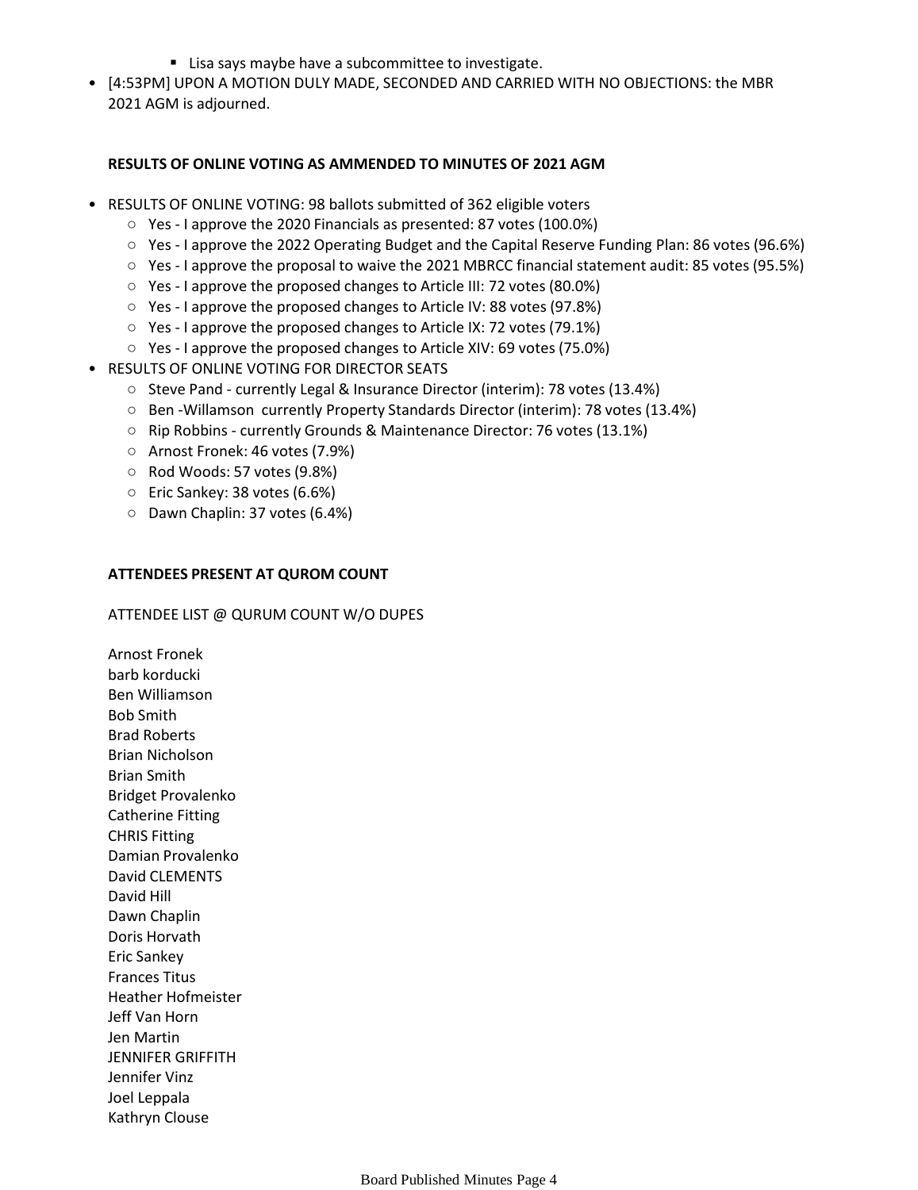- Lisa says maybe have a subcommittee to investigate.
- [4:53PM] UPON A MOTION DULY MADE, SECONDED AND CARRIED WITH NO OBJECTIONS: the MBR 2021 AGM is adjourned.

**RESULTS OF ONLINE VOTING AS AMMENDED TO MINUTES OF 2021 AGM**

- RESULTS OF ONLINE VOTING: 98 ballots submitted of 362 eligible voters
    - Yes - I approve the 2020 Financials as presented: 87 votes (100.0%)
    - Yes - I approve the 2022 Operating Budget and the Capital Reserve Funding Plan: 86 votes (96.6%)
    - Yes - I approve the proposal to waive the 2021 MBRCC financial statement audit: 85 votes (95.5%)
    - Yes - I approve the proposed changes to Article III: 72 votes (80.0%)
    - Yes - I approve the proposed changes to Article IV: 88 votes (97.8%)
    - Yes - I approve the proposed changes to Article IX: 72 votes (79.1%)
    - Yes - I approve the proposed changes to Article XIV: 69 votes (75.0%)
- RESULTS OF ONLINE VOTING FOR DIRECTOR SEATS
    - Steve Pand - currently Legal & Insurance Director (interim): 78 votes (13.4%)
    - Ben -Willamson currently Property Standards Director (interim): 78 votes (13.4%)
    - Rip Robbins - currently Grounds & Maintenance Director: 76 votes (13.1%)
    - Arnost Fronek: 46 votes (7.9%)
    - Rod Woods: 57 votes (9.8%)
    - Eric Sankey: 38 votes (6.6%)
    - Dawn Chaplin: 37 votes (6.4%)

**ATTENDEES PRESENT AT QUROM COUNT**

ATTENDEE LIST @ QURUM COUNT W/O DUPES

Arnost Fronek
barb korducki
Ben Williamson
Bob Smith
Brad Roberts
Brian Nicholson
Brian Smith
Bridget Provalenko
Catherine Fitting
CHRIS Fitting
Damian Provalenko
David CLEMENTS
David Hill
Dawn Chaplin
Doris Horvath
Eric Sankey
Frances Titus
Heather Hofmeister
Jeff Van Horn
Jen Martin
JENNIFER GRIFFITH
Jennifer Vinz
Joel Leppala
Kathryn Clouse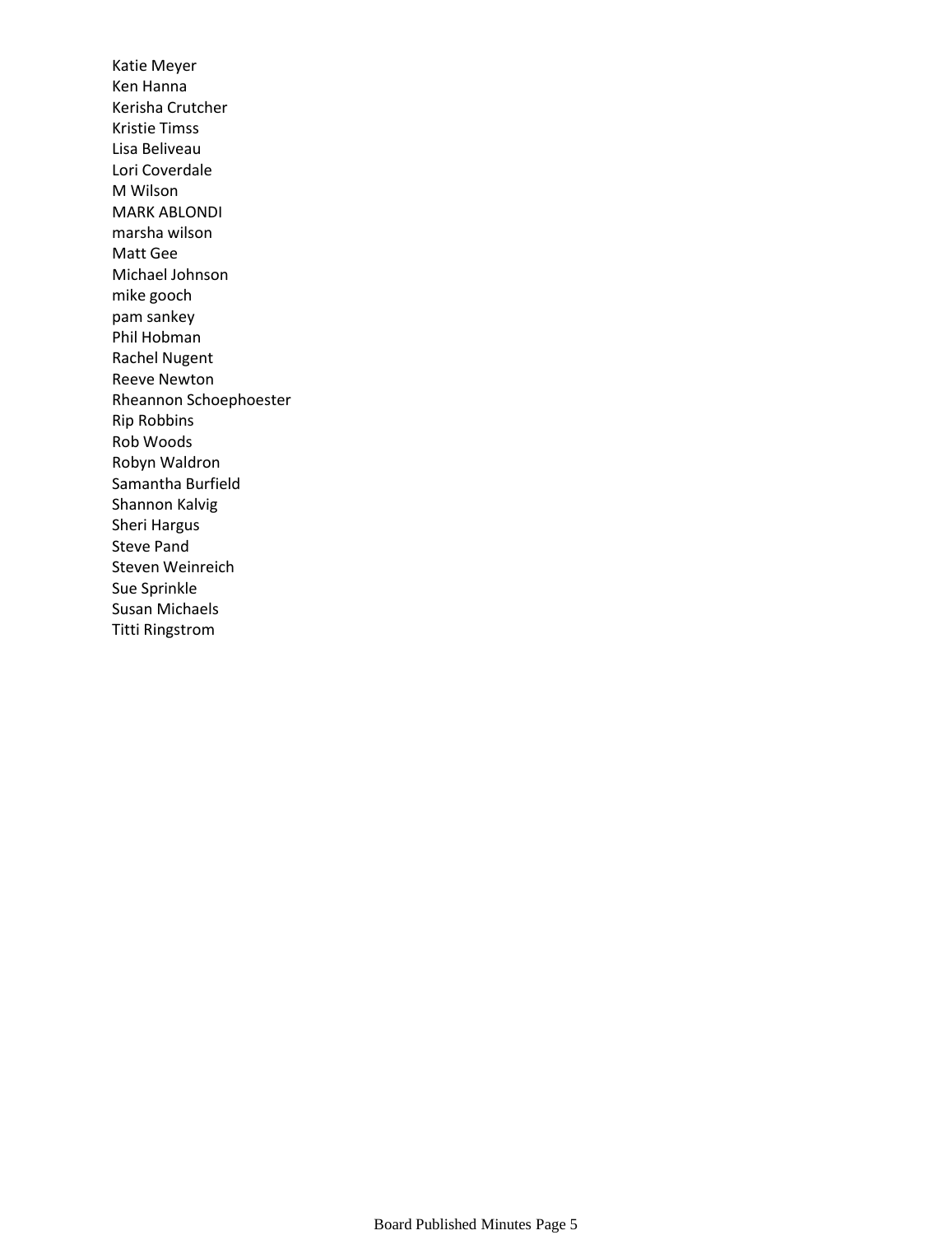Katie Meyer
Ken Hanna
Kerisha Crutcher
Kristie Timss
Lisa Beliveau
Lori Coverdale
M Wilson
MARK ABLONDI
marsha wilson
Matt Gee
Michael Johnson
mike gooch
pam sankey
Phil Hobman
Rachel Nugent
Reeve Newton
Rheannon Schoephoester
Rip Robbins
Rob Woods
Robyn Waldron
Samantha Burfield
Shannon Kalvig
Sheri Hargus
Steve Pand
Steven Weinreich
Sue Sprinkle
Susan Michaels
Titti Ringstrom